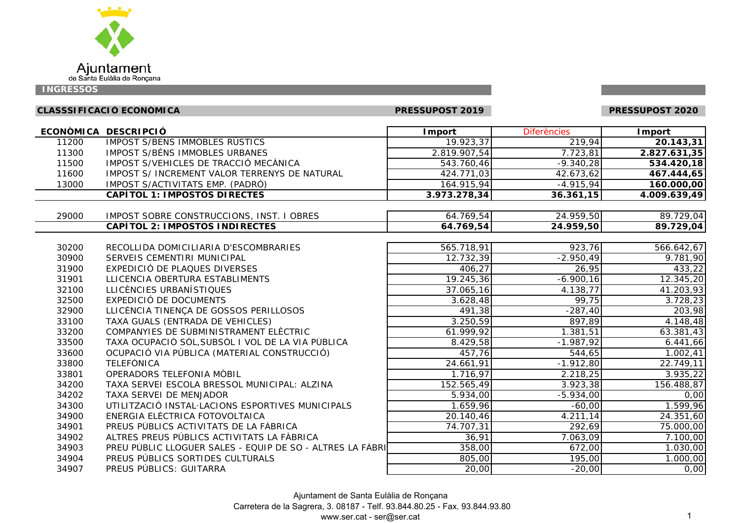Ajuntament de Santa Eulàlia de Ronçana

## INGRESSOS

### CLASSSIFICACIÓ ECONÒMICA

| ECONÒMICA | DESCRIPCIÓ | PRESSUPOST 2019 Import | Diferències | PRESSUPOST 2020 Import |
|---|---|---|---|---|
| 11200 | IMPOST S/BÉNS IMMOBLES RÚSTICS | 19.923,37 | 219,94 | **20.143,31** |
| 11300 | IMPOST S/BÉNS IMMOBLES URBANES | 2.819.907,54 | 7.723,81 | **2.827.631,35** |
| 11500 | IMPOST S/VEHICLES DE TRACCIÓ MECÀNICA | 543.760,46 | -9.340,28 | **534.420,18** |
| 11600 | IMPOST S/ INCREMENT VALOR TERRENYS DE NATURAL | 424.771,03 | 42.673,62 | **467.444,65** |
| 13000 | IMPOST S/ACTIVITATS EMP. (PADRÓ) | 164.915,94 | -4.915,94 | **160.000,00** |
| | **CAPÍTOL 1: IMPOSTOS DIRECTES** | **3.973.278,34** | **36.361,15** | **4.009.639,49** |
| 29000 | IMPOST SOBRE CONSTRUCCIONS, INST. I OBRES | 64.769,54 | 24.959,50 | 89.729,04 |
| | **CAPÍTOL 2: IMPOSTOS INDIRECTES** | **64.769,54** | **24.959,50** | **89.729,04** |
| 30200 | RECOLLIDA DOMICILIARIA D'ESCOMBRARIES | 565.718,91 | 923,76 | 566.642,67 |
| 30900 | SERVEIS CEMENTIRI MUNICIPAL | 12.732,39 | -2.950,49 | 9.781,90 |
| 31900 | EXPEDICIÓ DE PLAQUES DIVERSES | 406,27 | 26,95 | 433,22 |
| 31901 | LLICENCIA OBERTURA ESTABLIMENTS | 19.245,36 | -6.900,16 | 12.345,20 |
| 32100 | LLICÈNCIES URBANÍSTIQUES | 37.065,16 | 4.138,77 | 41.203,93 |
| 32500 | EXPEDICIÓ DE DOCUMENTS | 3.628,48 | 99,75 | 3.728,23 |
| 32900 | LLICÈNCIA TINENÇA DE GOSSOS PERILLOSOS | 491,38 | -287,40 | 203,98 |
| 33100 | TAXA GUALS (ENTRADA DE VEHICLES) | 3.250,59 | 897,89 | 4.148,48 |
| 33200 | COMPANYIES DE SUBMINISTRAMENT ELÈCTRIC | 61.999,92 | 1.381,51 | 63.381,43 |
| 33500 | TAXA OCUPACIÓ SÒL,SUBSÒL I VOL DE LA VIA PÚBLICA | 8.429,58 | -1.987,92 | 6.441,66 |
| 33600 | OCUPACIÓ VIA PÚBLICA (MATERIAL CONSTRUCCIÓ) | 457,76 | 544,65 | 1.002,41 |
| 33800 | TELEFÒNICA | 24.661,91 | -1.912,80 | 22.749,11 |
| 33801 | OPERADORS TELEFONIA MÒBIL | 1.716,97 | 2.218,25 | 3.935,22 |
| 34200 | TAXA SERVEI ESCOLA BRESSOL MUNICIPAL: ALZINA | 152.565,49 | 3.923,38 | 156.488,87 |
| 34202 | TAXA SERVEI DE MENJADOR | 5.934,00 | -5.934,00 | 0,00 |
| 34300 | UTILITZACIÓ INSTAL·LACIONS ESPORTIVES MUNICIPALS | 1.659,96 | -60,00 | 1.599,96 |
| 34900 | ENERGIA ELÈCTRICA FOTOVOLTAICA | 20.140,46 | 4.211,14 | 24.351,60 |
| 34901 | PREUS PÚBLICS ACTIVITATS DE LA FÀBRICA | 74.707,31 | 292,69 | 75.000,00 |
| 34902 | ALTRES PREUS PÚBLICS ACTIVITATS LA FÀBRICA | 36,91 | 7.063,09 | 7.100,00 |
| 34903 | PREU PÚBLIC LLOGUER SALES - EQUIP DE SO - ALTRES LA FÀBRI | 358,00 | 672,00 | 1.030,00 |
| 34904 | PREUS PÚBLICS SORTIDES CULTURALS | 805,00 | 195,00 | 1.000,00 |
| 34907 | PREUS PÚBLICS: GUITARRA | 20,00 | -20,00 | 0,00 |

Ajuntament de Santa Eulàlia de Ronçana
Carretera de la Sagrera, 3. 08187 - Telf. 93.844.80.25 - Fax. 93.844.93.80
www.ser.cat - ser@ser.cat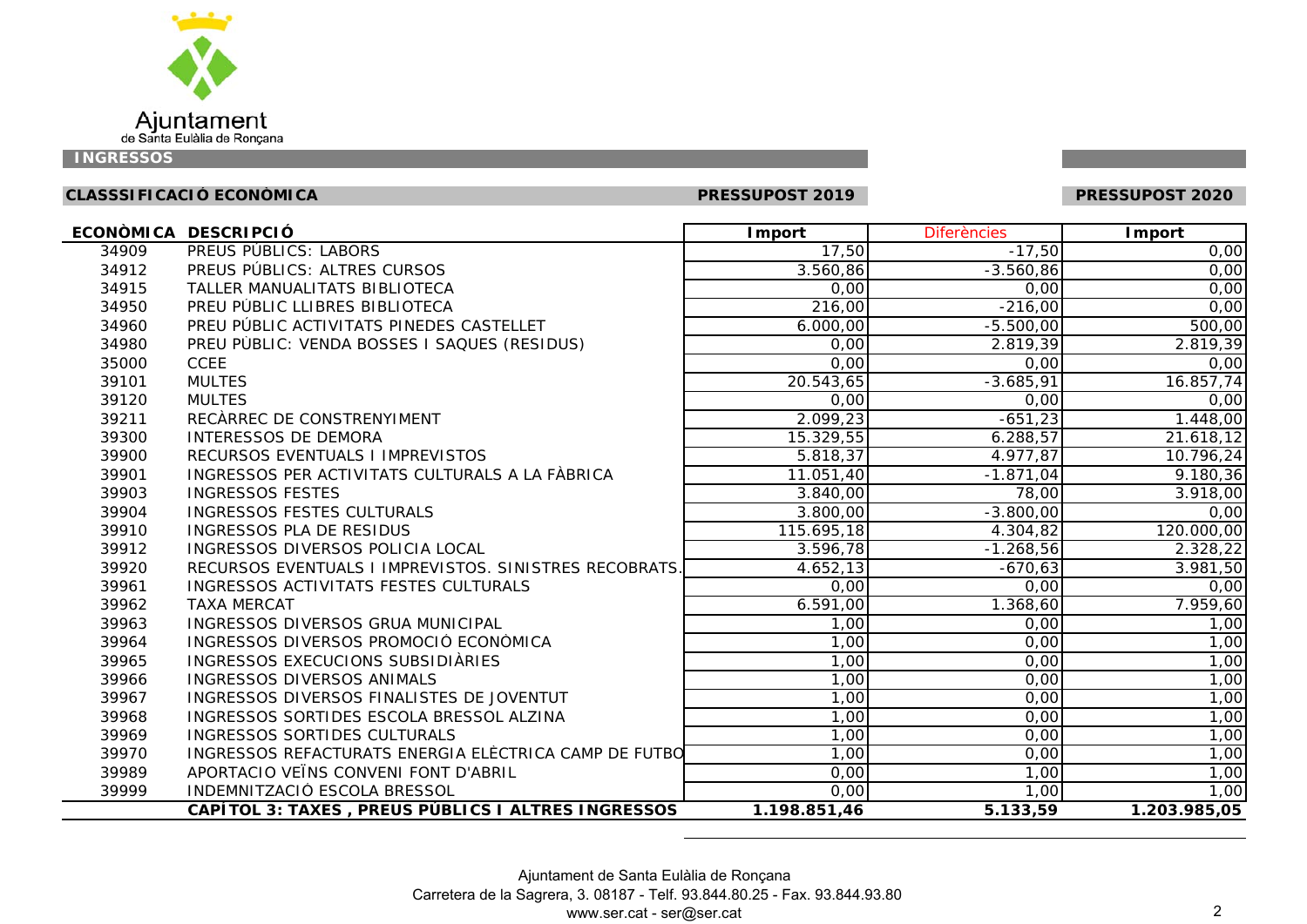Ajuntament de Santa Eulàlia de Ronçana

**INGRESSOS**

| CLASSSIFICACIÓ ECONÒMICA | | PRESSUPOST 2019 | | PRESSUPOST 2020 |
|---|---|---|---|---|
| **ECONÒMICA** | **DESCRIPCIÓ** | **Import** | Diferències | **Import** |
| 34909 | PREUS PÚBLICS: LABORS | 17,50 | -17,50 | 0,00 |
| 34912 | PREUS PÚBLICS: ALTRES CURSOS | 3.560,86 | -3.560,86 | 0,00 |
| 34915 | TALLER MANUALITATS BIBLIOTECA | 0,00 | 0,00 | 0,00 |
| 34950 | PREU PÚBLIC LLIBRES BIBLIOTECA | 216,00 | -216,00 | 0,00 |
| 34960 | PREU PÚBLIC ACTIVITATS PINEDES CASTELLET | 6.000,00 | -5.500,00 | 500,00 |
| 34980 | PREU PÚBLIC: VENDA BOSSES I SAQUES (RESIDUS) | 0,00 | 2.819,39 | 2.819,39 |
| 35000 | CCEE | 0,00 | 0,00 | 0,00 |
| 39101 | MULTES | 20.543,65 | -3.685,91 | 16.857,74 |
| 39120 | MULTES | 0,00 | 0,00 | 0,00 |
| 39211 | RECÀRREC DE CONSTRENYIMENT | 2.099,23 | -651,23 | 1.448,00 |
| 39300 | INTERESSOS DE DEMORA | 15.329,55 | 6.288,57 | 21.618,12 |
| 39900 | RECURSOS EVENTUALS I IMPREVISTOS | 5.818,37 | 4.977,87 | 10.796,24 |
| 39901 | INGRESSOS PER ACTIVITATS CULTURALS A LA FÀBRICA | 11.051,40 | -1.871,04 | 9.180,36 |
| 39903 | INGRESSOS FESTES | 3.840,00 | 78,00 | 3.918,00 |
| 39904 | INGRESSOS FESTES CULTURALS | 3.800,00 | -3.800,00 | 0,00 |
| 39910 | INGRESSOS PLA DE RESIDUS | 115.695,18 | 4.304,82 | 120.000,00 |
| 39912 | INGRESSOS DIVERSOS POLICIA LOCAL | 3.596,78 | -1.268,56 | 2.328,22 |
| 39920 | RECURSOS EVENTUALS I IMPREVISTOS. SINISTRES RECOBRATS. | 4.652,13 | -670,63 | 3.981,50 |
| 39961 | INGRESSOS ACTIVITATS FESTES CULTURALS | 0,00 | 0,00 | 0,00 |
| 39962 | TAXA MERCAT | 6.591,00 | 1.368,60 | 7.959,60 |
| 39963 | INGRESSOS DIVERSOS GRUA MUNICIPAL | 1,00 | 0,00 | 1,00 |
| 39964 | INGRESSOS DIVERSOS PROMOCIÓ ECONÒMICA | 1,00 | 0,00 | 1,00 |
| 39965 | INGRESSOS EXECUCIONS SUBSIDIÀRIES | 1,00 | 0,00 | 1,00 |
| 39966 | INGRESSOS DIVERSOS ANIMALS | 1,00 | 0,00 | 1,00 |
| 39967 | INGRESSOS DIVERSOS FINALISTES DE JOVENTUT | 1,00 | 0,00 | 1,00 |
| 39968 | INGRESSOS SORTIDES ESCOLA BRESSOL ALZINA | 1,00 | 0,00 | 1,00 |
| 39969 | INGRESSOS SORTIDES CULTURALS | 1,00 | 0,00 | 1,00 |
| 39970 | INGRESSOS REFACTURATS ENERGIA ELÈCTRICA CAMP DE FUTBO | 1,00 | 0,00 | 1,00 |
| 39989 | APORTACIO VEÏNS CONVENI FONT D'ABRIL | 0,00 | 1,00 | 1,00 |
| 39999 | INDEMNITZACIÓ ESCOLA BRESSOL | 0,00 | 1,00 | 1,00 |
| | **CAPÍTOL 3: TAXES , PREUS PÚBLICS I ALTRES INGRESSOS** | **1.198.851,46** | **5.133,59** | **1.203.985,05** |

Ajuntament de Santa Eulàlia de Ronçana
Carretera de la Sagrera, 3. 08187 - Telf. 93.844.80.25 - Fax. 93.844.93.80
www.ser.cat - ser@ser.cat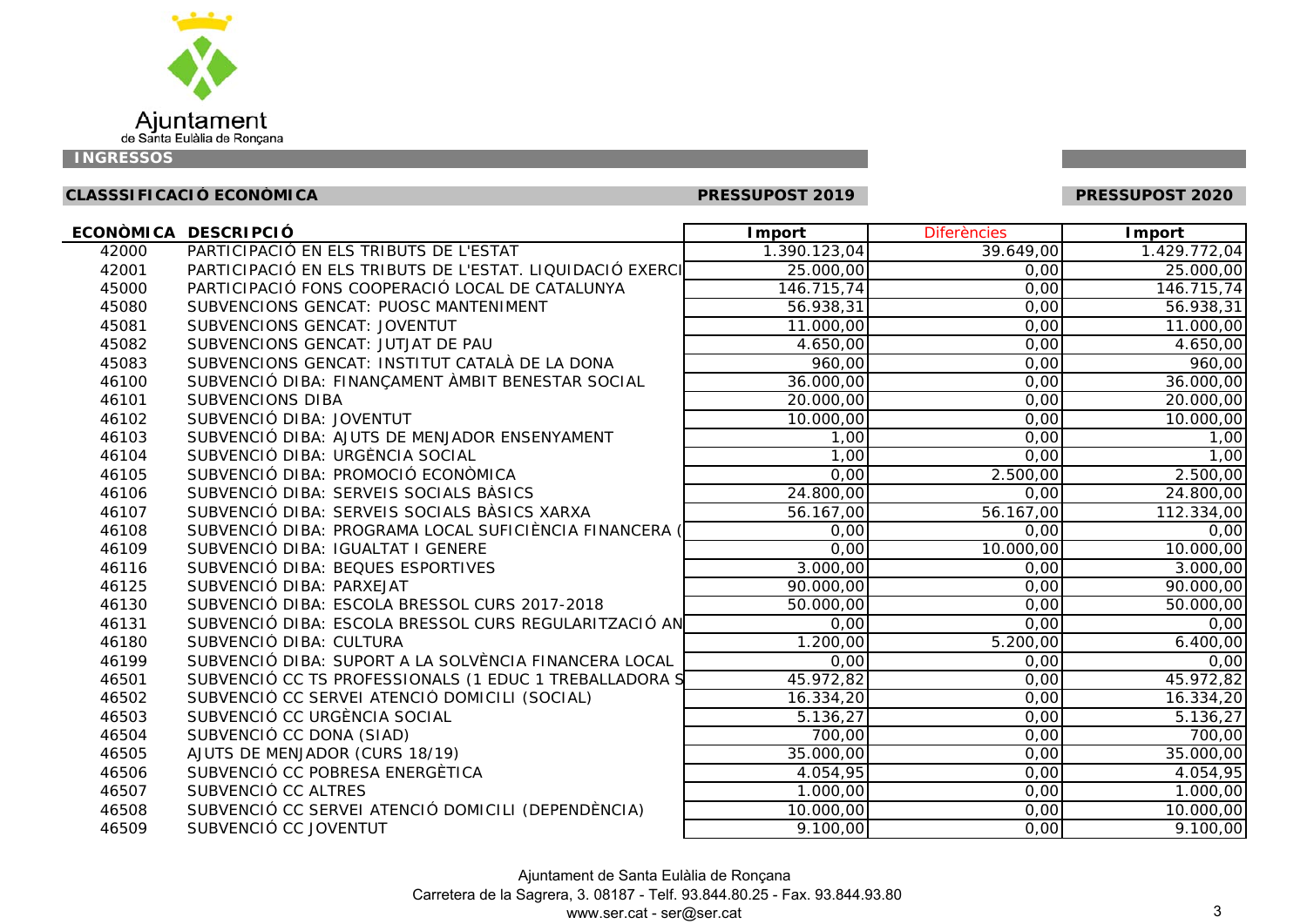Ajuntament de Santa Eulàlia de Ronçana

## INGRESSOS

**CLASSSIFICACIÓ ECONÒMICA** — **PRESSUPOST 2019** — **PRESSUPOST 2020**

| ECONÒMICA | DESCRIPCIÓ | Import | Diferències | Import |
|---|---|---|---|---|
| 42000 | PARTICIPACIÓ EN ELS TRIBUTS DE L'ESTAT | 1.390.123,04 | 39.649,00 | 1.429.772,04 |
| 42001 | PARTICIPACIÓ EN ELS TRIBUTS DE L'ESTAT. LIQUIDACIÓ EXERCI | 25.000,00 | 0,00 | 25.000,00 |
| 45000 | PARTICIPACIÓ FONS COOPERACIÓ LOCAL DE CATALUNYA | 146.715,74 | 0,00 | 146.715,74 |
| 45080 | SUBVENCIONS GENCAT: PUOSC MANTENIMENT | 56.938,31 | 0,00 | 56.938,31 |
| 45081 | SUBVENCIONS GENCAT: JOVENTUT | 11.000,00 | 0,00 | 11.000,00 |
| 45082 | SUBVENCIONS GENCAT: JUTJAT DE PAU | 4.650,00 | 0,00 | 4.650,00 |
| 45083 | SUBVENCIONS GENCAT: INSTITUT CATALÀ DE LA DONA | 960,00 | 0,00 | 960,00 |
| 46100 | SUBVENCIÓ DIBA: FINANÇAMENT ÀMBIT BENESTAR SOCIAL | 36.000,00 | 0,00 | 36.000,00 |
| 46101 | SUBVENCIONS DIBA | 20.000,00 | 0,00 | 20.000,00 |
| 46102 | SUBVENCIÓ DIBA: JOVENTUT | 10.000,00 | 0,00 | 10.000,00 |
| 46103 | SUBVENCIÓ DIBA: AJUTS DE MENJADOR ENSENYAMENT | 1,00 | 0,00 | 1,00 |
| 46104 | SUBVENCIÓ DIBA: URGÈNCIA SOCIAL | 1,00 | 0,00 | 1,00 |
| 46105 | SUBVENCIÓ DIBA: PROMOCIÓ ECONÒMICA | 0,00 | 2.500,00 | 2.500,00 |
| 46106 | SUBVENCIÓ DIBA: SERVEIS SOCIALS BÀSICS | 24.800,00 | 0,00 | 24.800,00 |
| 46107 | SUBVENCIÓ DIBA: SERVEIS SOCIALS BÀSICS XARXA | 56.167,00 | 56.167,00 | 112.334,00 |
| 46108 | SUBVENCIÓ DIBA: PROGRAMA LOCAL SUFICIÈNCIA FINANCERA ( | 0,00 | 0,00 | 0,00 |
| 46109 | SUBVENCIÓ DIBA: IGUALTAT I GENERE | 0,00 | 10.000,00 | 10.000,00 |
| 46116 | SUBVENCIÓ DIBA: BEQUES ESPORTIVES | 3.000,00 | 0,00 | 3.000,00 |
| 46125 | SUBVENCIÓ DIBA: PARXEJAT | 90.000,00 | 0,00 | 90.000,00 |
| 46130 | SUBVENCIÓ DIBA: ESCOLA BRESSOL CURS 2017-2018 | 50.000,00 | 0,00 | 50.000,00 |
| 46131 | SUBVENCIÓ DIBA: ESCOLA BRESSOL CURS REGULARITZACIÓ AN | 0,00 | 0,00 | 0,00 |
| 46180 | SUBVENCIÓ DIBA: CULTURA | 1.200,00 | 5.200,00 | 6.400,00 |
| 46199 | SUBVENCIÓ DIBA: SUPORT A LA SOLVÈNCIA FINANCERA LOCAL | 0,00 | 0,00 | 0,00 |
| 46501 | SUBVENCIÓ CC TS PROFESSIONALS (1 EDUC 1 TREBALLADORA S | 45.972,82 | 0,00 | 45.972,82 |
| 46502 | SUBVENCIÓ CC SERVEI ATENCIÓ DOMICILI (SOCIAL) | 16.334,20 | 0,00 | 16.334,20 |
| 46503 | SUBVENCIÓ CC URGÈNCIA SOCIAL | 5.136,27 | 0,00 | 5.136,27 |
| 46504 | SUBVENCIÓ CC DONA (SIAD) | 700,00 | 0,00 | 700,00 |
| 46505 | AJUTS DE MENJADOR (CURS 18/19) | 35.000,00 | 0,00 | 35.000,00 |
| 46506 | SUBVENCIÓ CC POBRESA ENERGÈTICA | 4.054,95 | 0,00 | 4.054,95 |
| 46507 | SUBVENCIÓ CC ALTRES | 1.000,00 | 0,00 | 1.000,00 |
| 46508 | SUBVENCIÓ CC SERVEI ATENCIÓ DOMICILI (DEPENDÈNCIA) | 10.000,00 | 0,00 | 10.000,00 |
| 46509 | SUBVENCIÓ CC JOVENTUT | 9.100,00 | 0,00 | 9.100,00 |

Ajuntament de Santa Eulàlia de Ronçana
Carretera de la Sagrera, 3. 08187 - Telf. 93.844.80.25 - Fax. 93.844.93.80
www.ser.cat - ser@ser.cat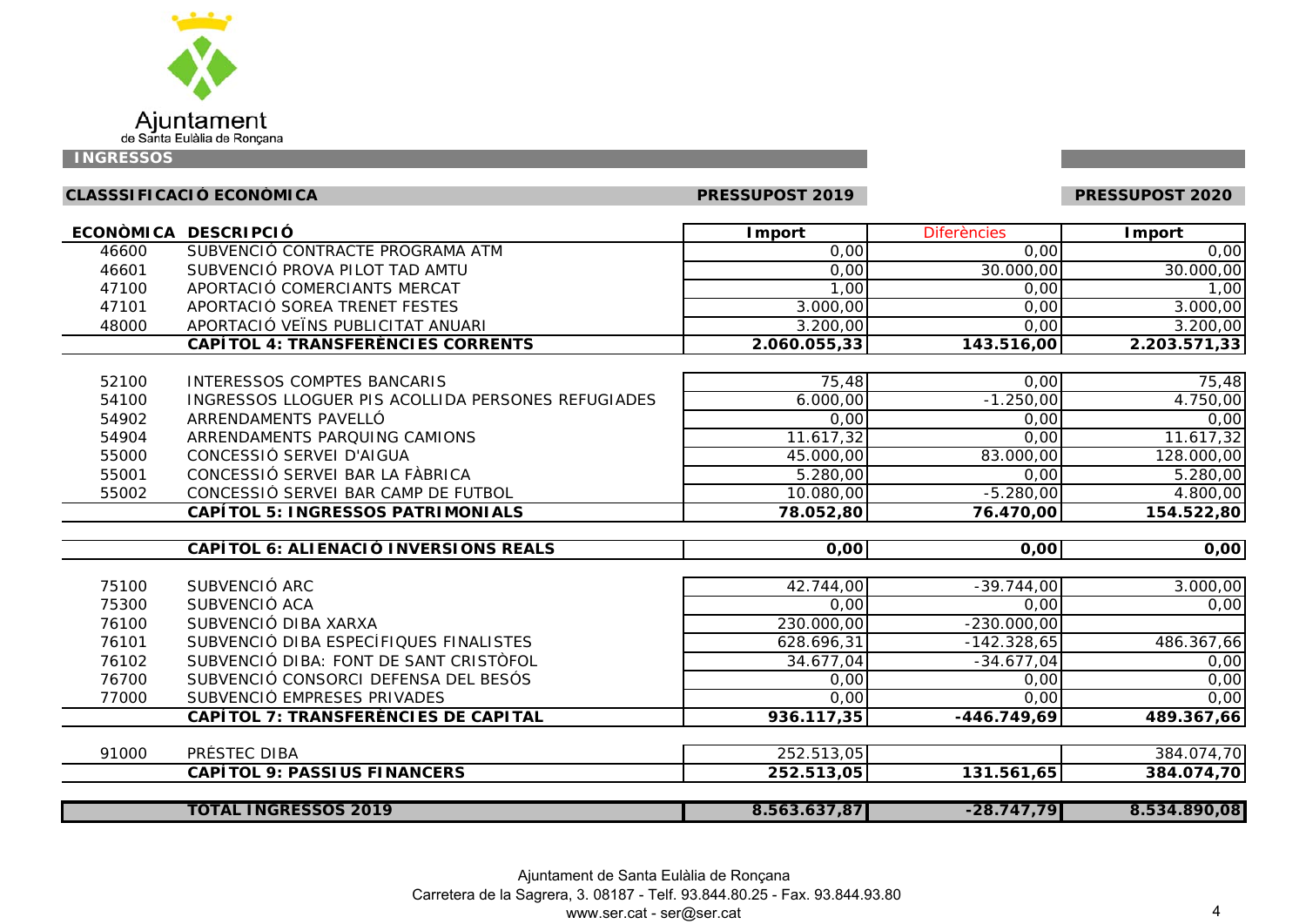Ajuntament de Santa Eulàlia de Ronçana

**INGRESSOS**

| CLASSSIFICACIÓ ECONÒMICA | | PRESSUPOST 2019 | | PRESSUPOST 2020 |
|---|---|---|---|---|
| **ECONÒMICA** | **DESCRIPCIÓ** | **Import** | Diferències | **Import** |
| 46600 | SUBVENCIÓ CONTRACTE PROGRAMA ATM | 0,00 | 0,00 | 0,00 |
| 46601 | SUBVENCIÓ PROVA PILOT TAD AMTU | 0,00 | 30.000,00 | 30.000,00 |
| 47100 | APORTACIÓ COMERCIANTS MERCAT | 1,00 | 0,00 | 1,00 |
| 47101 | APORTACIÓ SOREA TRENET FESTES | 3.000,00 | 0,00 | 3.000,00 |
| 48000 | APORTACIÓ VEÏNS PUBLICITAT ANUARI | 3.200,00 | 0,00 | 3.200,00 |
| | **CAPÍTOL 4: TRANSFERÈNCIES CORRENTS** | **2.060.055,33** | **143.516,00** | **2.203.571,33** |
| 52100 | INTERESSOS COMPTES BANCARIS | 75,48 | 0,00 | 75,48 |
| 54100 | INGRESSOS LLOGUER PIS ACOLLIDA PERSONES REFUGIADES | 6.000,00 | -1.250,00 | 4.750,00 |
| 54902 | ARRENDAMENTS PAVELLÓ | 0,00 | 0,00 | 0,00 |
| 54904 | ARRENDAMENTS PARQUING CAMIONS | 11.617,32 | 0,00 | 11.617,32 |
| 55000 | CONCESSIÓ SERVEI D'AIGUA | 45.000,00 | 83.000,00 | 128.000,00 |
| 55001 | CONCESSIÓ SERVEI BAR LA FÀBRICA | 5.280,00 | 0,00 | 5.280,00 |
| 55002 | CONCESSIÓ SERVEI BAR CAMP DE FUTBOL | 10.080,00 | -5.280,00 | 4.800,00 |
| | **CAPÍTOL 5: INGRESSOS PATRIMONIALS** | **78.052,80** | **76.470,00** | **154.522,80** |
| | **CAPÍTOL 6: ALIENACIÓ INVERSIONS REALS** | **0,00** | **0,00** | **0,00** |
| 75100 | SUBVENCIÓ ARC | 42.744,00 | -39.744,00 | 3.000,00 |
| 75300 | SUBVENCIÓ ACA | 0,00 | 0,00 | 0,00 |
| 76100 | SUBVENCIÓ DIBA XARXA | 230.000,00 | -230.000,00 | |
| 76101 | SUBVENCIÓ DIBA ESPECÍFIQUES FINALISTES | 628.696,31 | -142.328,65 | 486.367,66 |
| 76102 | SUBVENCIÓ DIBA: FONT DE SANT CRISTÒFOL | 34.677,04 | -34.677,04 | 0,00 |
| 76700 | SUBVENCIÓ CONSORCI DEFENSA DEL BESÒS | 0,00 | 0,00 | 0,00 |
| 77000 | SUBVENCIÓ EMPRESES PRIVADES | 0,00 | 0,00 | 0,00 |
| | **CAPÍTOL 7: TRANSFERÈNCIES DE CAPITAL** | **936.117,35** | **-446.749,69** | **489.367,66** |
| 91000 | PRÉSTEC DIBA | 252.513,05 | | 384.074,70 |
| | **CAPÍTOL 9: PASSIUS FINANCERS** | **252.513,05** | **131.561,65** | **384.074,70** |
| | **TOTAL INGRESSOS 2019** | **8.563.637,87** | **-28.747,79** | **8.534.890,08** |

Ajuntament de Santa Eulàlia de Ronçana
Carretera de la Sagrera, 3. 08187 - Telf. 93.844.80.25 - Fax. 93.844.93.80
www.ser.cat - ser@ser.cat